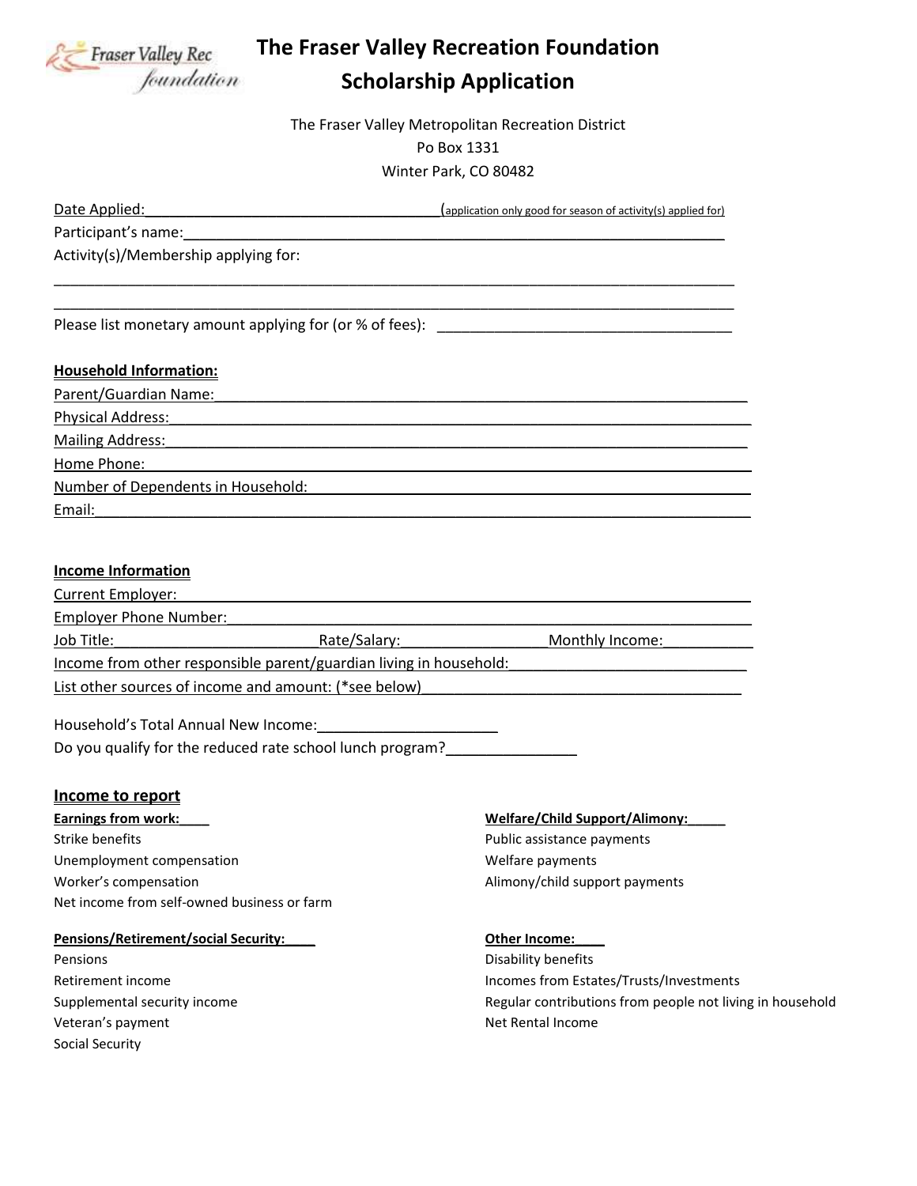# The Fraser Valley Recreation Foundation
## Scholarship Application

The Fraser Valley Metropolitan Recreation District
Po Box 1331
Winter Park, CO 80482

Date Applied:___________________________________(application only good for season of activity(s) applied for)

Participant's name:_______________________________________________________________

Activity(s)/Membership applying for:

_________________________________________________________________________________

_________________________________________________________________________________

Please list monetary amount applying for (or % of fees): ___________________________________

**Household Information:**

Parent/Guardian Name:_____________________________________________________________

Physical Address:_________________________________________________________________

Mailing Address:__________________________________________________________________

Home Phone:_____________________________________________________________________

Number of Dependents in Household:_________________________________________________

Email:__________________________________________________________________________

**Income Information**

Current Employer:_________________________________________________________________

Employer Phone Number:___________________________________________________________

Job Title:________________________Rate/Salary:_________________Monthly Income:___________

Income from other responsible parent/guardian living in household:____________________________

List other sources of income and amount: (*see below)______________________________________

Household's Total Annual New Income:_____________________

Do you qualify for the reduced rate school lunch program?_______________

## Income to report

**Earnings from work:____**
Strike benefits
Unemployment compensation
Worker's compensation
Net income from self-owned business or farm

**Pensions/Retirement/social Security:____**
Pensions
Retirement income
Supplemental security income
Veteran's payment
Social Security

**Welfare/Child Support/Alimony:_____**
Public assistance payments
Welfare payments
Alimony/child support payments

**Other Income:____**
Disability benefits
Incomes from Estates/Trusts/Investments
Regular contributions from people not living in household
Net Rental Income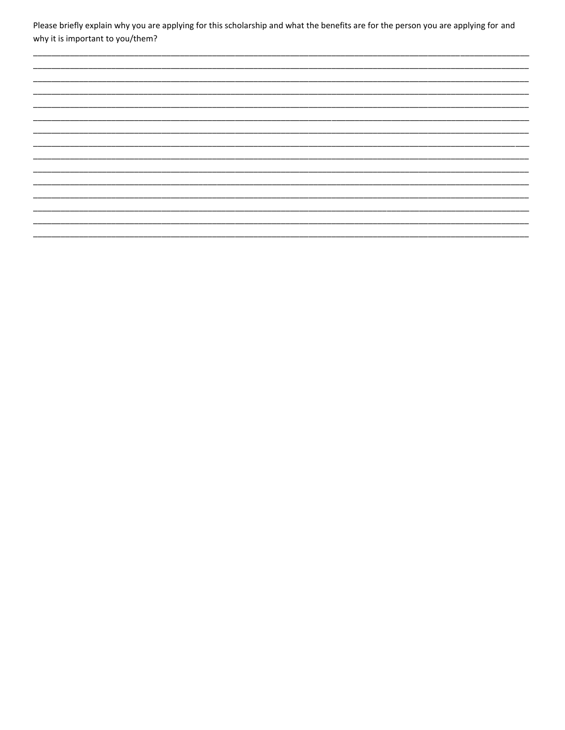Please briefly explain why you are applying for this scholarship and what the benefits are for the person you are applying for and why it is important to you/them?

_______________________________________________________________________________________________
_______________________________________________________________________________________________
_______________________________________________________________________________________________
_______________________________________________________________________________________________
_______________________________________________________________________________________________
_______________________________________________________________________________________________
_______________________________________________________________________________________________
_______________________________________________________________________________________________
_______________________________________________________________________________________________
_______________________________________________________________________________________________
_______________________________________________________________________________________________
_______________________________________________________________________________________________
_______________________________________________________________________________________________
_______________________________________________________________________________________________
_______________________________________________________________________________________________